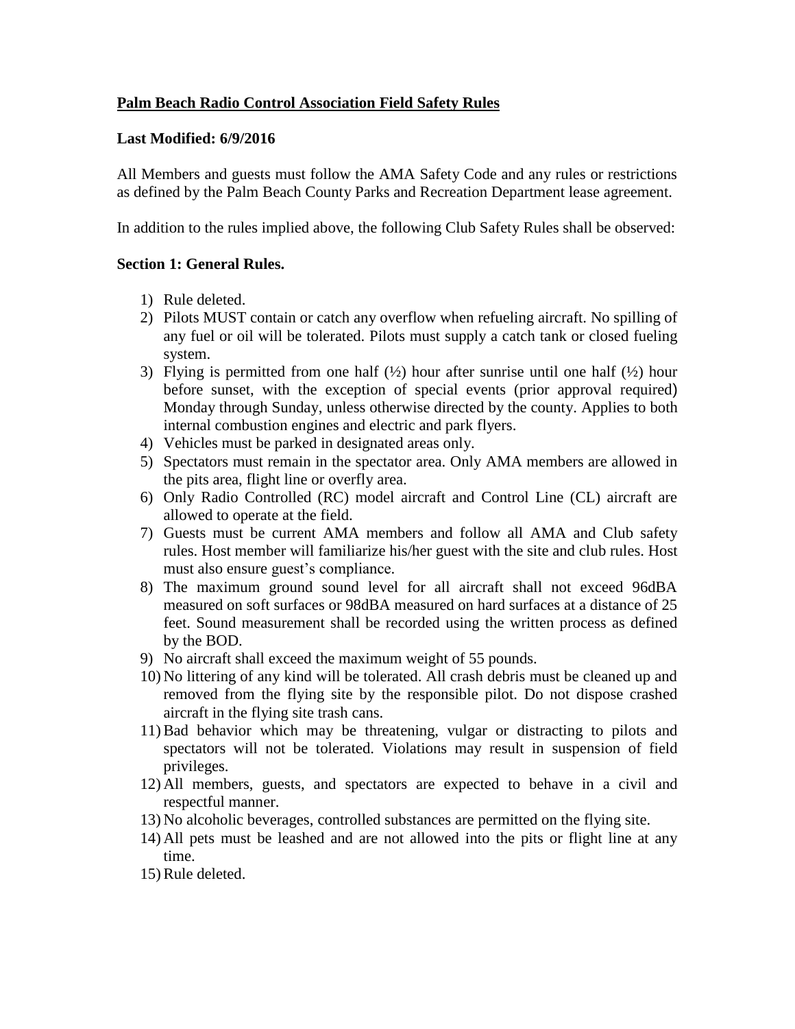## Palm Beach Radio Control Association Field Safety Rules

**Last Modified: 6/9/2016**

All Members and guests must follow the AMA Safety Code and any rules or restrictions as defined by the Palm Beach County Parks and Recreation Department lease agreement.

In addition to the rules implied above, the following Club Safety Rules shall be observed:

### Section 1: General Rules.

1) Rule deleted.
2) Pilots MUST contain or catch any overflow when refueling aircraft. No spilling of any fuel or oil will be tolerated. Pilots must supply a catch tank or closed fueling system.
3) Flying is permitted from one half (½) hour after sunrise until one half (½) hour before sunset, with the exception of special events (prior approval required) Monday through Sunday, unless otherwise directed by the county. Applies to both internal combustion engines and electric and park flyers.
4) Vehicles must be parked in designated areas only.
5) Spectators must remain in the spectator area. Only AMA members are allowed in the pits area, flight line or overfly area.
6) Only Radio Controlled (RC) model aircraft and Control Line (CL) aircraft are allowed to operate at the field.
7) Guests must be current AMA members and follow all AMA and Club safety rules. Host member will familiarize his/her guest with the site and club rules. Host must also ensure guest's compliance.
8) The maximum ground sound level for all aircraft shall not exceed 96dBA measured on soft surfaces or 98dBA measured on hard surfaces at a distance of 25 feet. Sound measurement shall be recorded using the written process as defined by the BOD.
9) No aircraft shall exceed the maximum weight of 55 pounds.
10) No littering of any kind will be tolerated. All crash debris must be cleaned up and removed from the flying site by the responsible pilot. Do not dispose crashed aircraft in the flying site trash cans.
11) Bad behavior which may be threatening, vulgar or distracting to pilots and spectators will not be tolerated. Violations may result in suspension of field privileges.
12) All members, guests, and spectators are expected to behave in a civil and respectful manner.
13) No alcoholic beverages, controlled substances are permitted on the flying site.
14) All pets must be leashed and are not allowed into the pits or flight line at any time.
15) Rule deleted.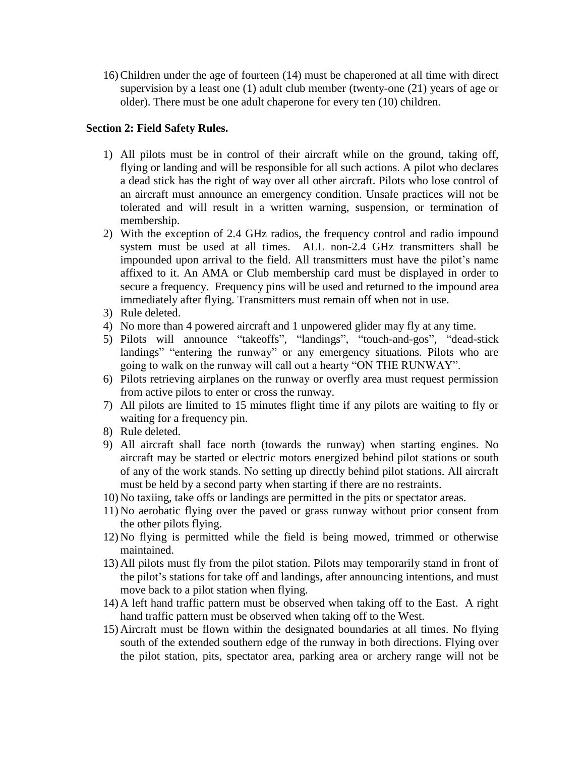16) Children under the age of fourteen (14) must be chaperoned at all time with direct supervision by a least one (1) adult club member (twenty-one (21) years of age or older). There must be one adult chaperone for every ten (10) children.

**Section 2: Field Safety Rules.**

1) All pilots must be in control of their aircraft while on the ground, taking off, flying or landing and will be responsible for all such actions. A pilot who declares a dead stick has the right of way over all other aircraft. Pilots who lose control of an aircraft must announce an emergency condition. Unsafe practices will not be tolerated and will result in a written warning, suspension, or termination of membership.
2) With the exception of 2.4 GHz radios, the frequency control and radio impound system must be used at all times. ALL non-2.4 GHz transmitters shall be impounded upon arrival to the field. All transmitters must have the pilot's name affixed to it. An AMA or Club membership card must be displayed in order to secure a frequency. Frequency pins will be used and returned to the impound area immediately after flying. Transmitters must remain off when not in use.
3) Rule deleted.
4) No more than 4 powered aircraft and 1 unpowered glider may fly at any time.
5) Pilots will announce "takeoffs", "landings", "touch-and-gos", "dead-stick landings" "entering the runway" or any emergency situations. Pilots who are going to walk on the runway will call out a hearty "ON THE RUNWAY".
6) Pilots retrieving airplanes on the runway or overfly area must request permission from active pilots to enter or cross the runway.
7) All pilots are limited to 15 minutes flight time if any pilots are waiting to fly or waiting for a frequency pin.
8) Rule deleted.
9) All aircraft shall face north (towards the runway) when starting engines. No aircraft may be started or electric motors energized behind pilot stations or south of any of the work stands. No setting up directly behind pilot stations. All aircraft must be held by a second party when starting if there are no restraints.
10) No taxiing, take offs or landings are permitted in the pits or spectator areas.
11) No aerobatic flying over the paved or grass runway without prior consent from the other pilots flying.
12) No flying is permitted while the field is being mowed, trimmed or otherwise maintained.
13) All pilots must fly from the pilot station. Pilots may temporarily stand in front of the pilot's stations for take off and landings, after announcing intentions, and must move back to a pilot station when flying.
14) A left hand traffic pattern must be observed when taking off to the East. A right hand traffic pattern must be observed when taking off to the West.
15) Aircraft must be flown within the designated boundaries at all times. No flying south of the extended southern edge of the runway in both directions. Flying over the pilot station, pits, spectator area, parking area or archery range will not be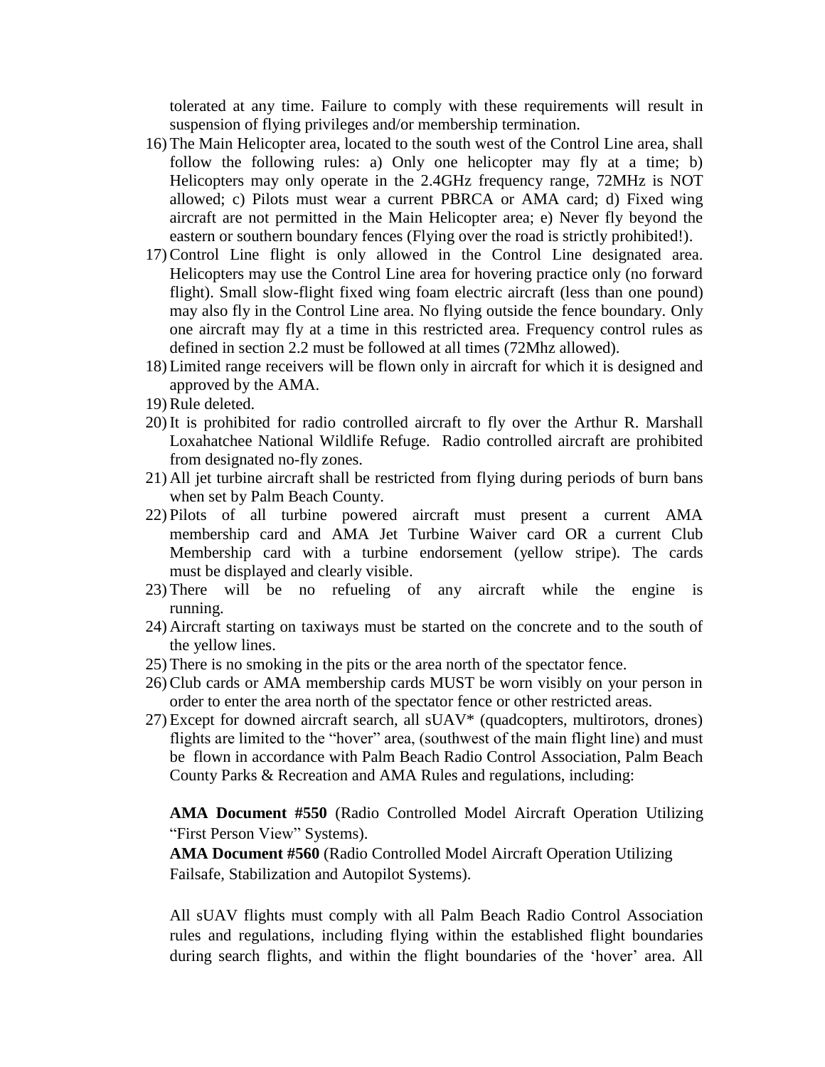tolerated at any time. Failure to comply with these requirements will result in suspension of flying privileges and/or membership termination.

16) The Main Helicopter area, located to the south west of the Control Line area, shall follow the following rules: a) Only one helicopter may fly at a time; b) Helicopters may only operate in the 2.4GHz frequency range, 72MHz is NOT allowed; c) Pilots must wear a current PBRCA or AMA card; d) Fixed wing aircraft are not permitted in the Main Helicopter area; e) Never fly beyond the eastern or southern boundary fences (Flying over the road is strictly prohibited!).
17) Control Line flight is only allowed in the Control Line designated area. Helicopters may use the Control Line area for hovering practice only (no forward flight). Small slow-flight fixed wing foam electric aircraft (less than one pound) may also fly in the Control Line area. No flying outside the fence boundary. Only one aircraft may fly at a time in this restricted area. Frequency control rules as defined in section 2.2 must be followed at all times (72Mhz allowed).
18) Limited range receivers will be flown only in aircraft for which it is designed and approved by the AMA.
19) Rule deleted.
20) It is prohibited for radio controlled aircraft to fly over the Arthur R. Marshall Loxahatchee National Wildlife Refuge. Radio controlled aircraft are prohibited from designated no-fly zones.
21) All jet turbine aircraft shall be restricted from flying during periods of burn bans when set by Palm Beach County.
22) Pilots of all turbine powered aircraft must present a current AMA membership card and AMA Jet Turbine Waiver card OR a current Club Membership card with a turbine endorsement (yellow stripe). The cards must be displayed and clearly visible.
23) There will be no refueling of any aircraft while the engine is running.
24) Aircraft starting on taxiways must be started on the concrete and to the south of the yellow lines.
25) There is no smoking in the pits or the area north of the spectator fence.
26) Club cards or AMA membership cards MUST be worn visibly on your person in order to enter the area north of the spectator fence or other restricted areas.
27) Except for downed aircraft search, all sUAV* (quadcopters, multirotors, drones) flights are limited to the "hover" area, (southwest of the main flight line) and must be flown in accordance with Palm Beach Radio Control Association, Palm Beach County Parks & Recreation and AMA Rules and regulations, including:

    **AMA Document #550** (Radio Controlled Model Aircraft Operation Utilizing "First Person View" Systems).
    **AMA Document #560** (Radio Controlled Model Aircraft Operation Utilizing Failsafe, Stabilization and Autopilot Systems).

    All sUAV flights must comply with all Palm Beach Radio Control Association rules and regulations, including flying within the established flight boundaries during search flights, and within the flight boundaries of the 'hover' area. All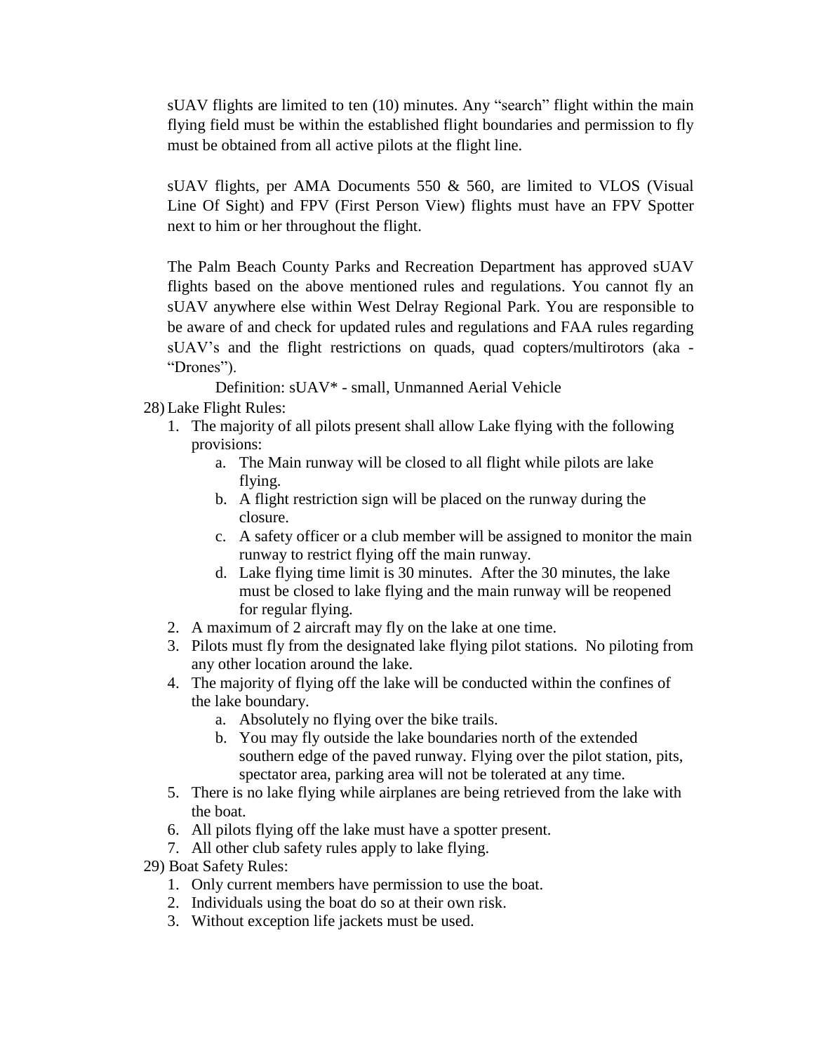sUAV flights are limited to ten (10) minutes. Any "search" flight within the main flying field must be within the established flight boundaries and permission to fly must be obtained from all active pilots at the flight line.

sUAV flights, per AMA Documents 550 & 560, are limited to VLOS (Visual Line Of Sight) and FPV (First Person View) flights must have an FPV Spotter next to him or her throughout the flight.

The Palm Beach County Parks and Recreation Department has approved sUAV flights based on the above mentioned rules and regulations. You cannot fly an sUAV anywhere else within West Delray Regional Park. You are responsible to be aware of and check for updated rules and regulations and FAA rules regarding sUAV's and the flight restrictions on quads, quad copters/multirotors (aka - "Drones").

Definition: sUAV* - small, Unmanned Aerial Vehicle

28) Lake Flight Rules:
   1. The majority of all pilots present shall allow Lake flying with the following provisions:
      a. The Main runway will be closed to all flight while pilots are lake flying.
      b. A flight restriction sign will be placed on the runway during the closure.
      c. A safety officer or a club member will be assigned to monitor the main runway to restrict flying off the main runway.
      d. Lake flying time limit is 30 minutes. After the 30 minutes, the lake must be closed to lake flying and the main runway will be reopened for regular flying.
   2. A maximum of 2 aircraft may fly on the lake at one time.
   3. Pilots must fly from the designated lake flying pilot stations. No piloting from any other location around the lake.
   4. The majority of flying off the lake will be conducted within the confines of the lake boundary.
      a. Absolutely no flying over the bike trails.
      b. You may fly outside the lake boundaries north of the extended southern edge of the paved runway. Flying over the pilot station, pits, spectator area, parking area will not be tolerated at any time.
   5. There is no lake flying while airplanes are being retrieved from the lake with the boat.
   6. All pilots flying off the lake must have a spotter present.
   7. All other club safety rules apply to lake flying.

29) Boat Safety Rules:
   1. Only current members have permission to use the boat.
   2. Individuals using the boat do so at their own risk.
   3. Without exception life jackets must be used.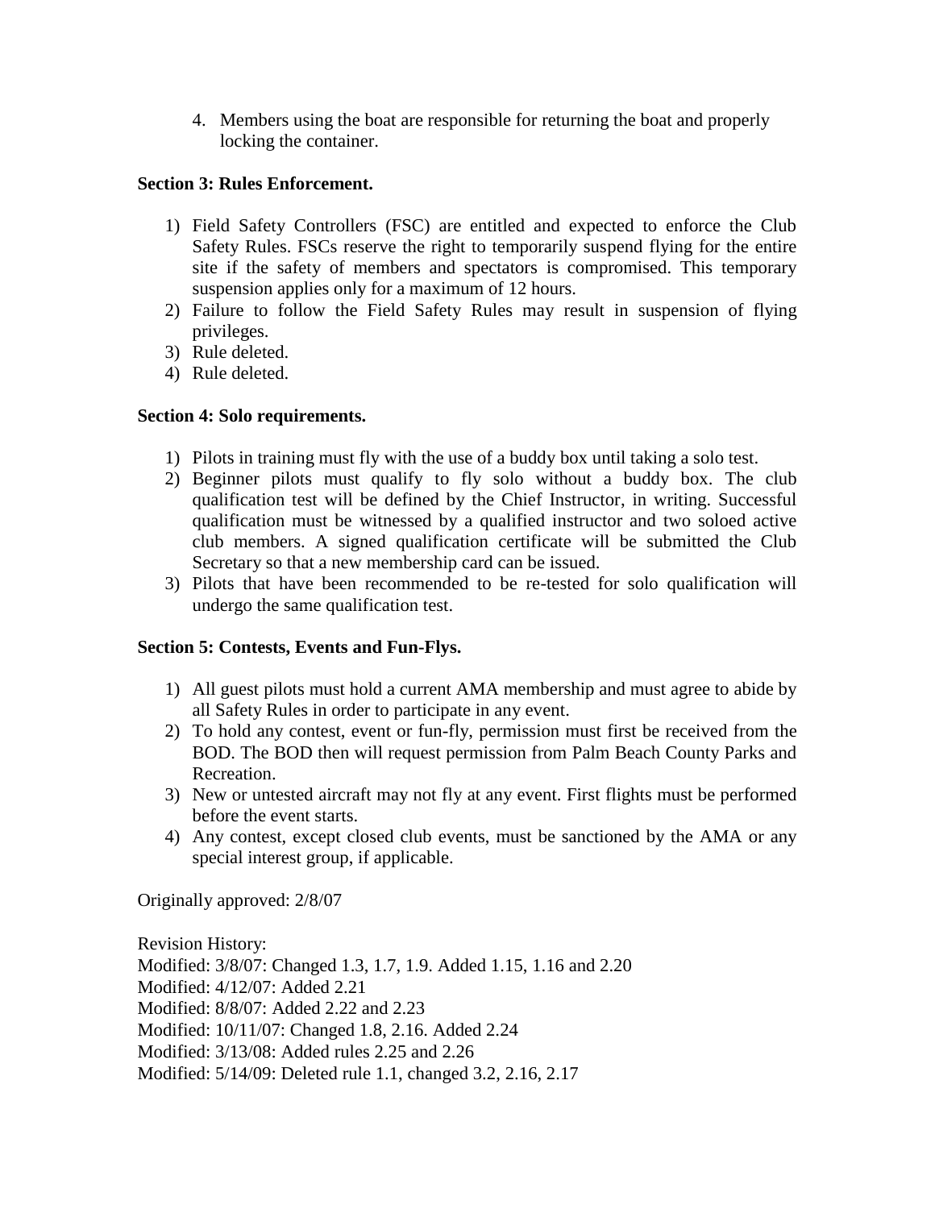4. Members using the boat are responsible for returning the boat and properly locking the container.

**Section 3: Rules Enforcement.**

1) Field Safety Controllers (FSC) are entitled and expected to enforce the Club Safety Rules. FSCs reserve the right to temporarily suspend flying for the entire site if the safety of members and spectators is compromised. This temporary suspension applies only for a maximum of 12 hours.
2) Failure to follow the Field Safety Rules may result in suspension of flying privileges.
3) Rule deleted.
4) Rule deleted.

**Section 4: Solo requirements.**

1) Pilots in training must fly with the use of a buddy box until taking a solo test.
2) Beginner pilots must qualify to fly solo without a buddy box. The club qualification test will be defined by the Chief Instructor, in writing. Successful qualification must be witnessed by a qualified instructor and two soloed active club members. A signed qualification certificate will be submitted the Club Secretary so that a new membership card can be issued.
3) Pilots that have been recommended to be re-tested for solo qualification will undergo the same qualification test.

**Section 5: Contests, Events and Fun-Flys.**

1) All guest pilots must hold a current AMA membership and must agree to abide by all Safety Rules in order to participate in any event.
2) To hold any contest, event or fun-fly, permission must first be received from the BOD. The BOD then will request permission from Palm Beach County Parks and Recreation.
3) New or untested aircraft may not fly at any event. First flights must be performed before the event starts.
4) Any contest, except closed club events, must be sanctioned by the AMA or any special interest group, if applicable.

Originally approved: 2/8/07

Revision History:
Modified: 3/8/07: Changed 1.3, 1.7, 1.9. Added 1.15, 1.16 and 2.20
Modified: 4/12/07: Added 2.21
Modified: 8/8/07: Added 2.22 and 2.23
Modified: 10/11/07: Changed 1.8, 2.16. Added 2.24
Modified: 3/13/08: Added rules 2.25 and 2.26
Modified: 5/14/09: Deleted rule 1.1, changed 3.2, 2.16, 2.17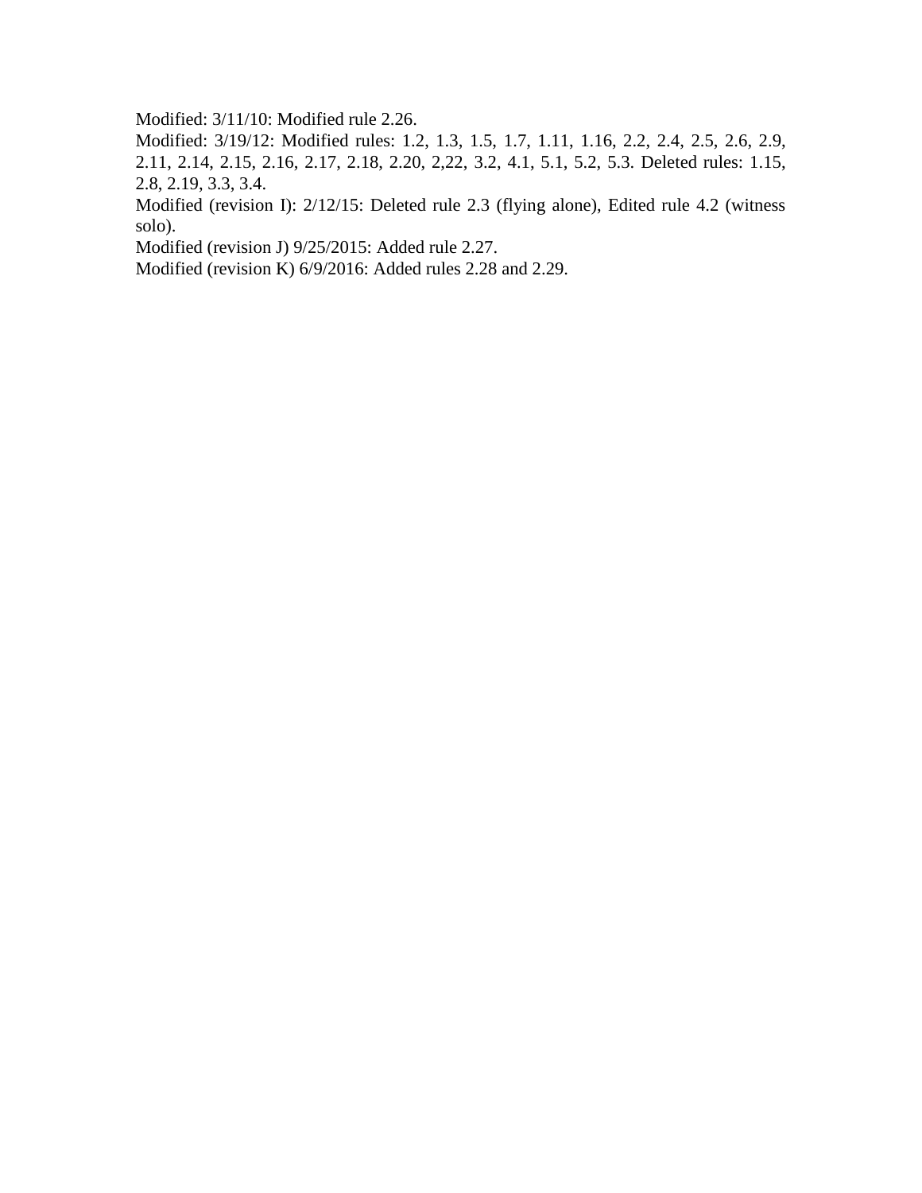Modified: 3/11/10: Modified rule 2.26.

Modified: 3/19/12: Modified rules: 1.2, 1.3, 1.5, 1.7, 1.11, 1.16, 2.2, 2.4, 2.5, 2.6, 2.9, 2.11, 2.14, 2.15, 2.16, 2.17, 2.18, 2.20, 2,22, 3.2, 4.1, 5.1, 5.2, 5.3. Deleted rules: 1.15, 2.8, 2.19, 3.3, 3.4.

Modified (revision I): 2/12/15: Deleted rule 2.3 (flying alone), Edited rule 4.2 (witness solo).

Modified (revision J) 9/25/2015: Added rule 2.27.

Modified (revision K) 6/9/2016: Added rules 2.28 and 2.29.